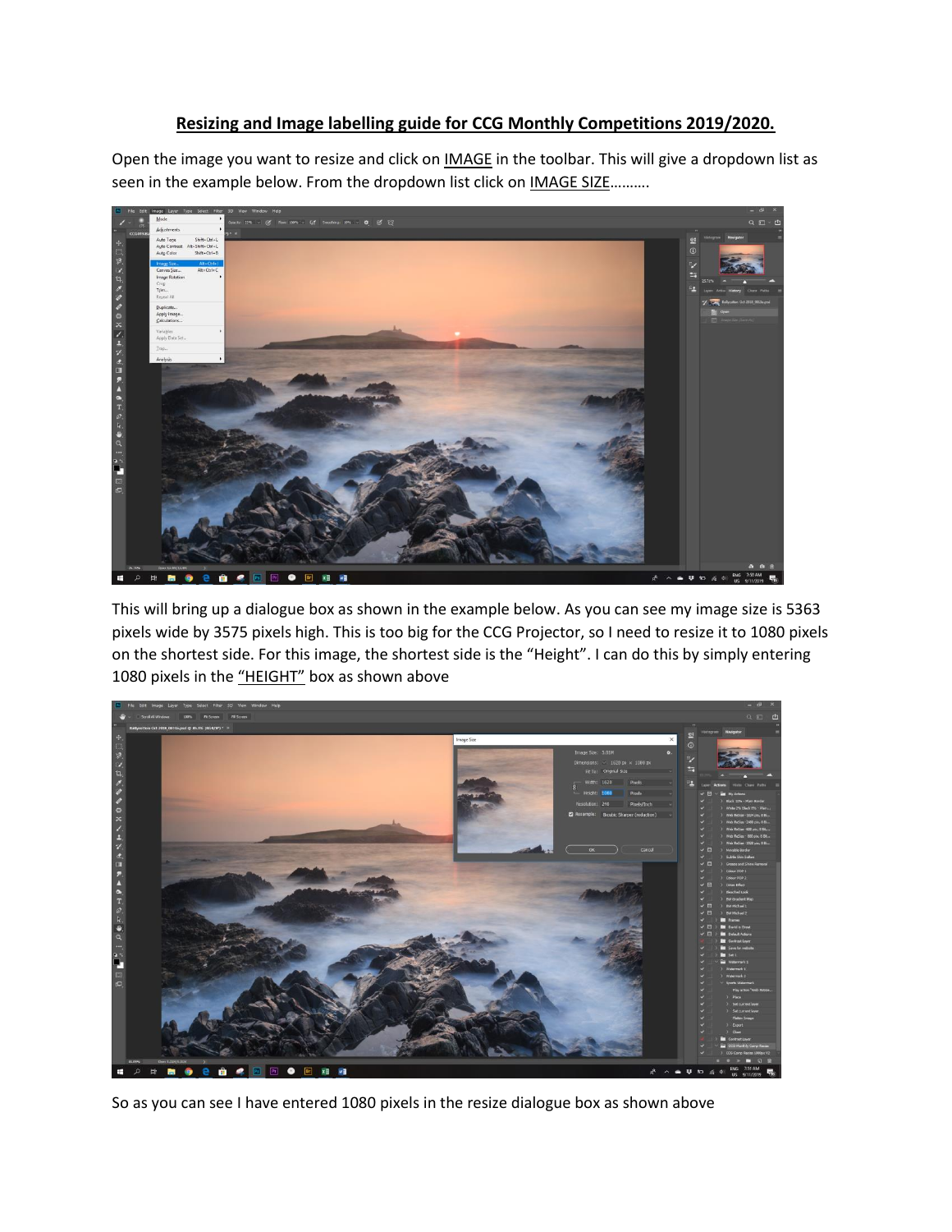**Resizing and Image labelling guide for CCG Monthly Competitions 2019/2020.**

Open the image you want to resize and click on IMAGE in the toolbar. This will give a dropdown list as seen in the example below. From the dropdown list click on IMAGE SIZE……….

This will bring up a dialogue box as shown in the example below. As you can see my image size is 5363 pixels wide by 3575 pixels high. This is too big for the CCG Projector, so I need to resize it to 1080 pixels on the shortest side. For this image, the shortest side is the "Height". I can do this by simply entering 1080 pixels in the "HEIGHT" box as shown above

So as you can see I have entered 1080 pixels in the resize dialogue box as shown above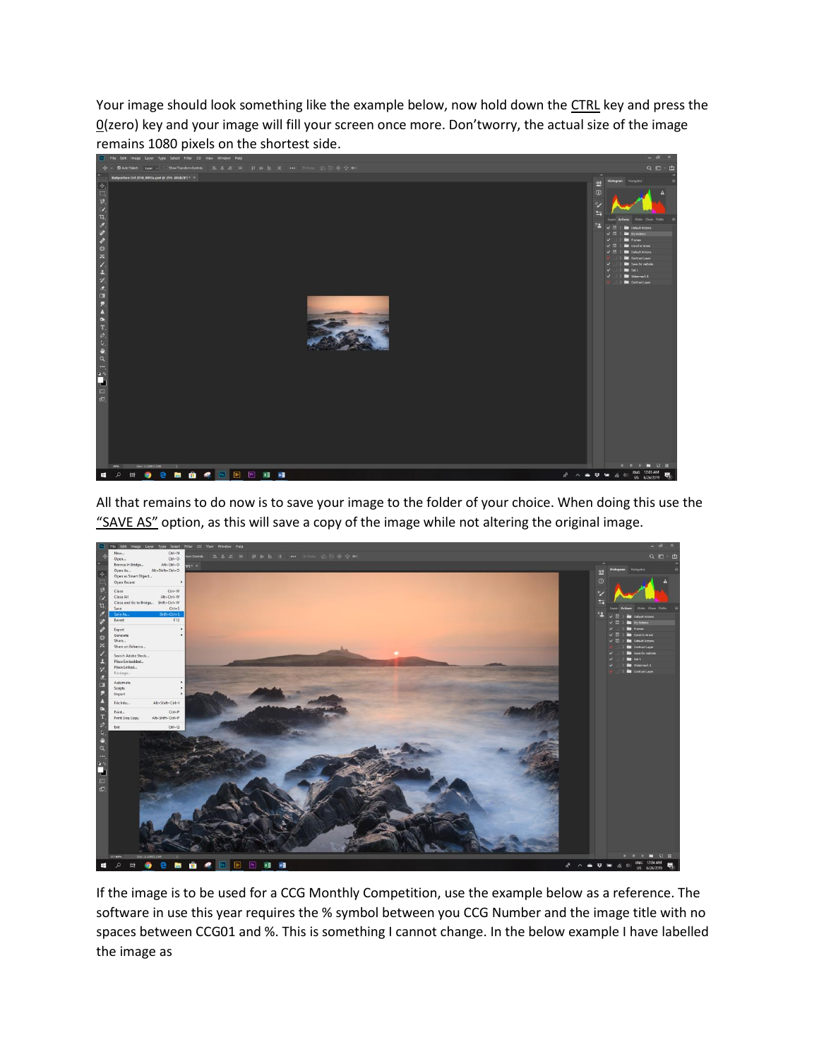Your image should look something like the example below, now hold down the CTRL key and press the 0(zero) key and your image will fill your screen once more. Don'tworry, the actual size of the image remains 1080 pixels on the shortest side.

All that remains to do now is to save your image to the folder of your choice. When doing this use the "SAVE AS" option, as this will save a copy of the image while not altering the original image.

If the image is to be used for a CCG Monthly Competition, use the example below as a reference. The software in use this year requires the % symbol between you CCG Number and the image title with no spaces between CCG01 and %. This is something I cannot change. In the below example I have labelled the image as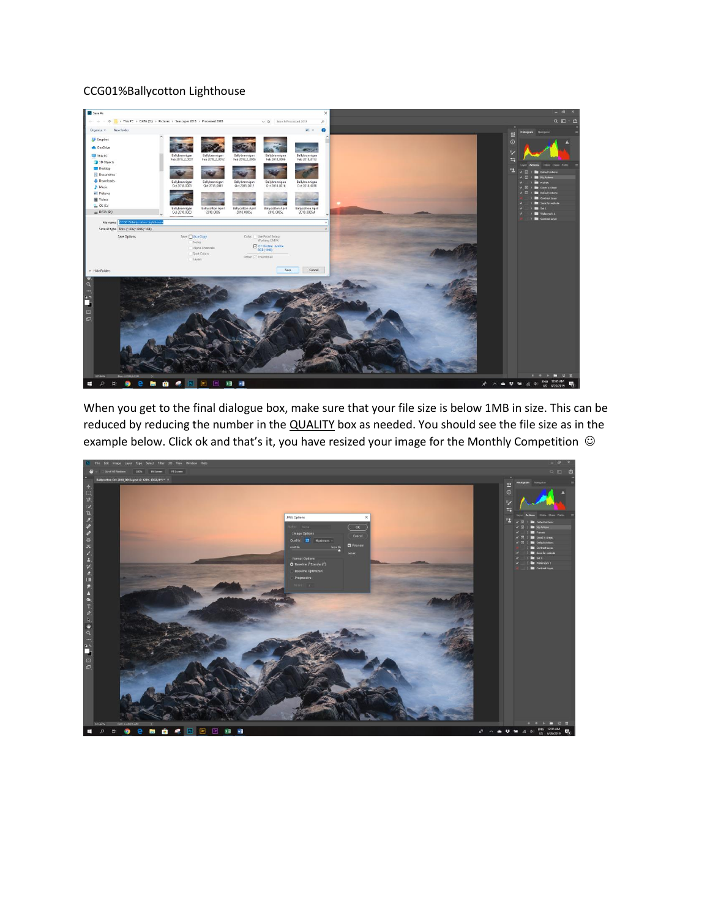CCG01%Ballycotton Lighthouse

When you get to the final dialogue box, make sure that your file size is below 1MB in size. This can be reduced by reducing the number in the QUALITY box as needed. You should see the file size as in the example below. Click ok and that's it, you have resized your image for the Monthly Competition ☺